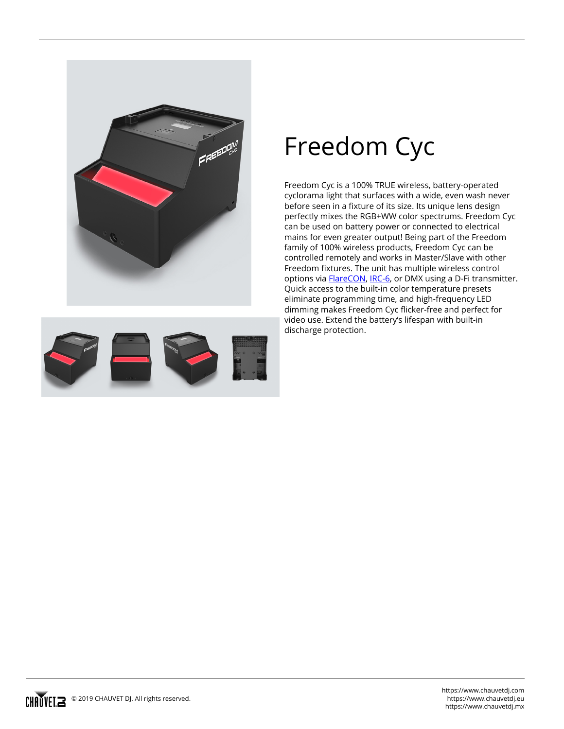# Freedom Cyc

Freedom Cyc is a 100% TRUE wireless, battery-operated cyclorama light that surfaces with a wide, even wash never before seen in a fixture of its size. Its unique lens design perfectly mixes the RGB+WW color spectrums. Freedom Cyc can be used on battery power or connected to electrical mains for even greater output! Being part of the Freedom family of 100% wireless products, Freedom Cyc can be controlled remotely and works in Master/Slave with other Freedom fixtures. The unit has multiple wireless control options via FlareCON, IRC-6, or DMX using a D-Fi transmitter. Quick access to the built-in color temperature presets eliminate programming time, and high-frequency LED dimming makes Freedom Cyc flicker-free and perfect for video use. Extend the battery's lifespan with built-in discharge protection.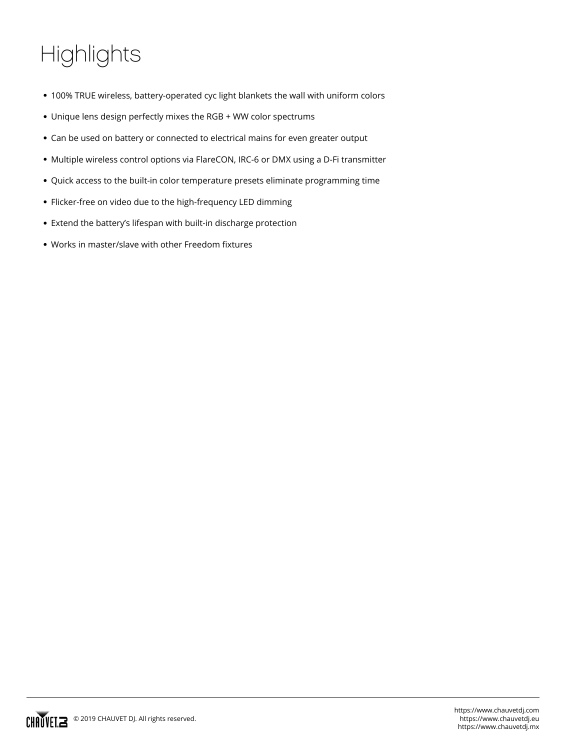# Highlights

- 100% TRUE wireless, battery-operated cyc light blankets the wall with uniform colors
- Unique lens design perfectly mixes the RGB + WW color spectrums
- Can be used on battery or connected to electrical mains for even greater output
- Multiple wireless control options via FlareCON, IRC-6 or DMX using a D-Fi transmitter
- Quick access to the built-in color temperature presets eliminate programming time
- Flicker-free on video due to the high-frequency LED dimming
- Extend the battery's lifespan with built-in discharge protection
- Works in master/slave with other Freedom fixtures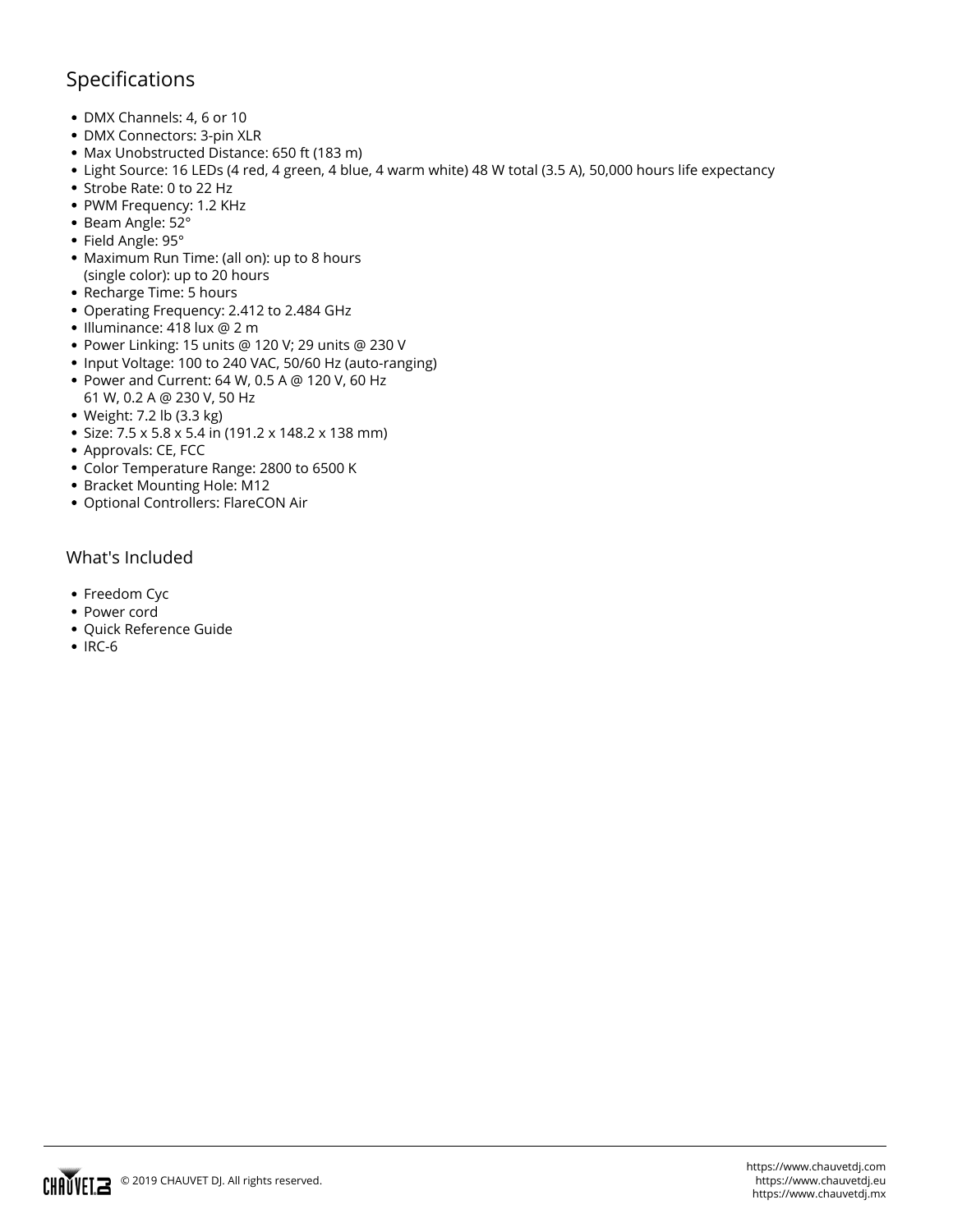## Specifications

- DMX Channels: 4, 6 or 10
- DMX Connectors: 3-pin XLR
- Max Unobstructed Distance: 650 ft (183 m)
- Light Source: 16 LEDs (4 red, 4 green, 4 blue, 4 warm white) 48 W total (3.5 A), 50,000 hours life expectancy
- Strobe Rate: 0 to 22 Hz
- PWM Frequency: 1.2 KHz
- Beam Angle: 52°
- Field Angle: 95°
- Maximum Run Time: (all on): up to 8 hours
  (single color): up to 20 hours
- Recharge Time: 5 hours
- Operating Frequency: 2.412 to 2.484 GHz
- Illuminance: 418 lux @ 2 m
- Power Linking: 15 units @ 120 V; 29 units @ 230 V
- Input Voltage: 100 to 240 VAC, 50/60 Hz (auto-ranging)
- Power and Current: 64 W, 0.5 A @ 120 V, 60 Hz
  61 W, 0.2 A @ 230 V, 50 Hz
- Weight: 7.2 lb (3.3 kg)
- Size: 7.5 x 5.8 x 5.4 in (191.2 x 148.2 x 138 mm)
- Approvals: CE, FCC
- Color Temperature Range: 2800 to 6500 K
- Bracket Mounting Hole: M12
- Optional Controllers: FlareCON Air

## What's Included

- Freedom Cyc
- Power cord
- Quick Reference Guide
- IRC-6

© 2019 CHAUVET DJ. All rights reserved.

https://www.chauvetdj.com
https://www.chauvetdj.eu
https://www.chauvetdj.mx